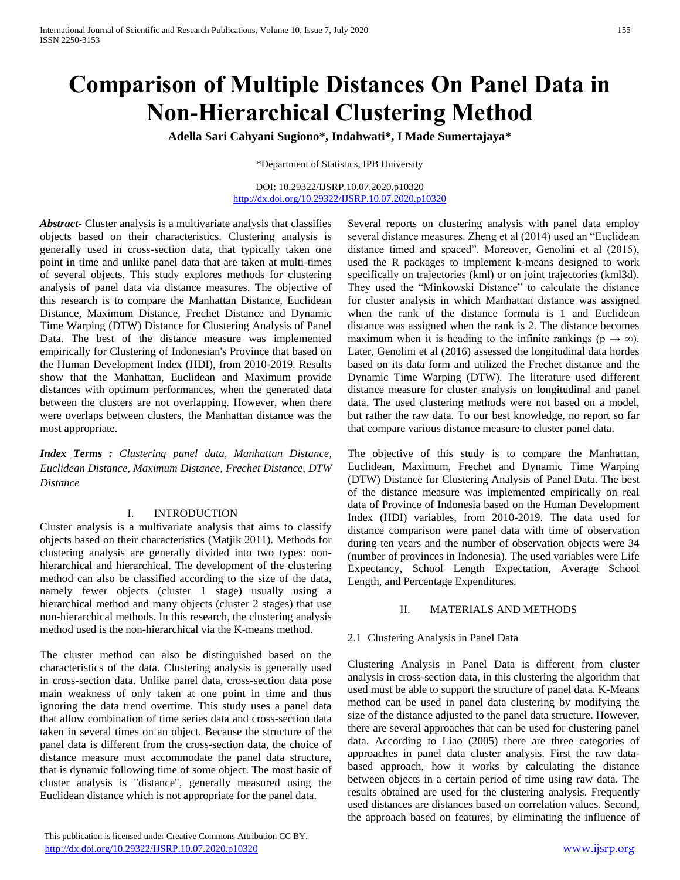# Comparison of Multiple Distances On Panel Data in Non-Hierarchical Clustering Method

**Adella Sari Cahyani Sugiono\*, Indahwati\*, I Made Sumertajaya\***

\*Department of Statistics, IPB University

DOI: 10.29322/IJSRP.10.07.2020.p10320
http://dx.doi.org/10.29322/IJSRP.10.07.2020.p10320

***Abstract***- Cluster analysis is a multivariate analysis that classifies objects based on their characteristics. Clustering analysis is generally used in cross-section data, that typically taken one point in time and unlike panel data that are taken at multi-times of several objects. This study explores methods for clustering analysis of panel data via distance measures. The objective of this research is to compare the Manhattan Distance, Euclidean Distance, Maximum Distance, Frechet Distance and Dynamic Time Warping (DTW) Distance for Clustering Analysis of Panel Data. The best of the distance measure was implemented empirically for Clustering of Indonesian's Province that based on the Human Development Index (HDI), from 2010-2019. Results show that the Manhattan, Euclidean and Maximum provide distances with optimum performances, when the generated data between the clusters are not overlapping. However, when there were overlaps between clusters, the Manhattan distance was the most appropriate.

***Index Terms :*** *Clustering panel data, Manhattan Distance, Euclidean Distance, Maximum Distance, Frechet Distance, DTW Distance*

## I. INTRODUCTION

Cluster analysis is a multivariate analysis that aims to classify objects based on their characteristics (Matjik 2011). Methods for clustering analysis are generally divided into two types: non-hierarchical and hierarchical. The development of the clustering method can also be classified according to the size of the data, namely fewer objects (cluster 1 stage) usually using a hierarchical method and many objects (cluster 2 stages) that use non-hierarchical methods. In this research, the clustering analysis method used is the non-hierarchical via the K-means method.

The cluster method can also be distinguished based on the characteristics of the data. Clustering analysis is generally used in cross-section data. Unlike panel data, cross-section data pose main weakness of only taken at one point in time and thus ignoring the data trend overtime. This study uses a panel data that allow combination of time series data and cross-section data taken in several times on an object. Because the structure of the panel data is different from the cross-section data, the choice of distance measure must accommodate the panel data structure, that is dynamic following time of some object. The most basic of cluster analysis is "distance", generally measured using the Euclidean distance which is not appropriate for the panel data.

Several reports on clustering analysis with panel data employ several distance measures. Zheng et al (2014) used an "Euclidean distance timed and spaced". Moreover, Genolini et al (2015), used the R packages to implement k-means designed to work specifically on trajectories (kml) or on joint trajectories (kml3d). They used the "Minkowski Distance" to calculate the distance for cluster analysis in which Manhattan distance was assigned when the rank of the distance formula is 1 and Euclidean distance was assigned when the rank is 2. The distance becomes maximum when it is heading to the infinite rankings ($p \rightarrow \infty$). Later, Genolini et al (2016) assessed the longitudinal data hordes based on its data form and utilized the Frechet distance and the Dynamic Time Warping (DTW). The literature used different distance measure for cluster analysis on longitudinal and panel data. The used clustering methods were not based on a model, but rather the raw data. To our best knowledge, no report so far that compare various distance measure to cluster panel data.

The objective of this study is to compare the Manhattan, Euclidean, Maximum, Frechet and Dynamic Time Warping (DTW) Distance for Clustering Analysis of Panel Data. The best of the distance measure was implemented empirically on real data of Province of Indonesia based on the Human Development Index (HDI) variables, from 2010-2019. The data used for distance comparison were panel data with time of observation during ten years and the number of observation objects were 34 (number of provinces in Indonesia). The used variables were Life Expectancy, School Length Expectation, Average School Length, and Percentage Expenditures.

## II. MATERIALS AND METHODS

### 2.1 Clustering Analysis in Panel Data

Clustering Analysis in Panel Data is different from cluster analysis in cross-section data, in this clustering the algorithm that used must be able to support the structure of panel data. K-Means method can be used in panel data clustering by modifying the size of the distance adjusted to the panel data structure. However, there are several approaches that can be used for clustering panel data. According to Liao (2005) there are three categories of approaches in panel data cluster analysis. First the raw data-based approach, how it works by calculating the distance between objects in a certain period of time using raw data. The results obtained are used for the clustering analysis. Frequently used distances are distances based on correlation values. Second, the approach based on features, by eliminating the influence of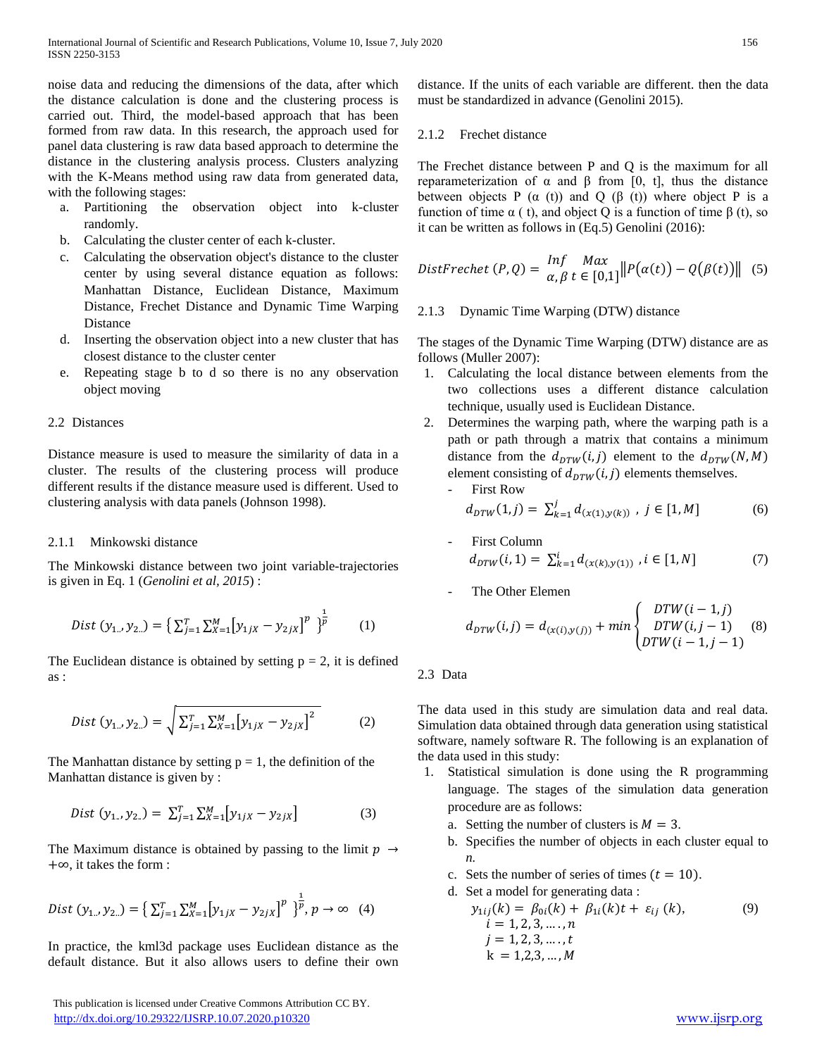noise data and reducing the dimensions of the data, after which the distance calculation is done and the clustering process is carried out. Third, the model-based approach that has been formed from raw data. In this research, the approach used for panel data clustering is raw data based approach to determine the distance in the clustering analysis process. Clusters analyzing with the K-Means method using raw data from generated data, with the following stages:

a. Partitioning the observation object into k-cluster randomly.
b. Calculating the cluster center of each k-cluster.
c. Calculating the observation object's distance to the cluster center by using several distance equation as follows: Manhattan Distance, Euclidean Distance, Maximum Distance, Frechet Distance and Dynamic Time Warping Distance
d. Inserting the observation object into a new cluster that has closest distance to the cluster center
e. Repeating stage b to d so there is no any observation object moving

## 2.2 Distances

Distance measure is used to measure the similarity of data in a cluster. The results of the clustering process will produce different results if the distance measure used is different. Used to clustering analysis with data panels (Johnson 1998).

### 2.1.1 Minkowski distance

The Minkowski distance between two joint variable-trajectories is given in Eq. 1 (*Genolini et al, 2015*) :

$$Dist\ (y_{1..}, y_{2..}) = \left\{ \sum_{j=1}^{T} \sum_{X=1}^{M} \left[y_{1jX} - y_{2jX}\right]^{p} \right\}^{\frac{1}{p}} \qquad (1)$$

The Euclidean distance is obtained by setting p = 2, it is defined as :

$$Dist\ (y_{1..}, y_{2..}) = \sqrt{\sum_{j=1}^{T} \sum_{X=1}^{M} \left[y_{1jX} - y_{2jX}\right]^{2}} \qquad (2)$$

The Manhattan distance by setting p = 1, the definition of the Manhattan distance is given by :

$$Dist\ (y_{1..}, y_{2..}) = \sum_{j=1}^{T} \sum_{X=1}^{M} \left[y_{1jX} - y_{2jX}\right] \qquad (3)$$

The Maximum distance is obtained by passing to the limit $p \to +\infty$, it takes the form :

$$Dist\ (y_{1..}, y_{2..}) = \left\{ \sum_{j=1}^{T} \sum_{X=1}^{M} \left[y_{1jX} - y_{2jX}\right]^{p} \right\}^{\frac{1}{p}}, p \to \infty \quad (4)$$

In practice, the kml3d package uses Euclidean distance as the default distance. But it also allows users to define their own distance. If the units of each variable are different. then the data must be standardized in advance (Genolini 2015).

### 2.1.2 Frechet distance

The Frechet distance between P and Q is the maximum for all reparameterization of α and β from [0, t], thus the distance between objects P (α (t)) and Q (β (t)) where object P is a function of time α ( t), and object Q is a function of time β (t), so it can be written as follows in (Eq.5) Genolini (2016):

$$DistFrechet\ (P, Q) = \underset{\alpha, \beta}{Inf} \ \underset{t \in [0,1]}{Max} \left\| P(\alpha(t)) - Q(\beta(t)) \right\| \quad (5)$$

### 2.1.3 Dynamic Time Warping (DTW) distance

The stages of the Dynamic Time Warping (DTW) distance are as follows (Muller 2007):

1. Calculating the local distance between elements from the two collections uses a different distance calculation technique, usually used is Euclidean Distance.
2. Determines the warping path, where the warping path is a path or path through a matrix that contains a minimum distance from the $d_{DTW}(i,j)$ element to the $d_{DTW}(N,M)$ element consisting of $d_{DTW}(i,j)$ elements themselves.
   - First Row
   $$d_{DTW}(1,j) = \sum_{k=1}^{j} d_{(x(1),y(k))}\ ,\ j \in [1, M] \qquad (6)$$
   - First Column
   $$d_{DTW}(i,1) = \sum_{k=1}^{i} d_{(x(k),y(1))}\ , i \in [1, N] \qquad (7)$$
   - The Other Elemen
   $$d_{DTW}(i,j) = d_{(x(i),y(j))} + min \begin{cases} DTW(i-1,j) \\ DTW(i,j-1) \\ DTW(i-1,j-1) \end{cases} \quad (8)$$

## 2.3 Data

The data used in this study are simulation data and real data. Simulation data obtained through data generation using statistical software, namely software R. The following is an explanation of the data used in this study:

1. Statistical simulation is done using the R programming language. The stages of the simulation data generation procedure are as follows:
   a. Setting the number of clusters is $M = 3$.
   b. Specifies the number of objects in each cluster equal to $n$.
   c. Sets the number of series of times $(t = 10)$.
   d. Set a model for generating data :
   $$y_{1ij}(k) = \beta_{0i}(k) + \beta_{1i}(k)t + \varepsilon_{ij}(k), \qquad (9)$$
   $$i = 1, 2, 3, \ldots, n$$
   $$j = 1, 2, 3, \ldots, t$$
   $$k = 1, 2, 3, \ldots, M$$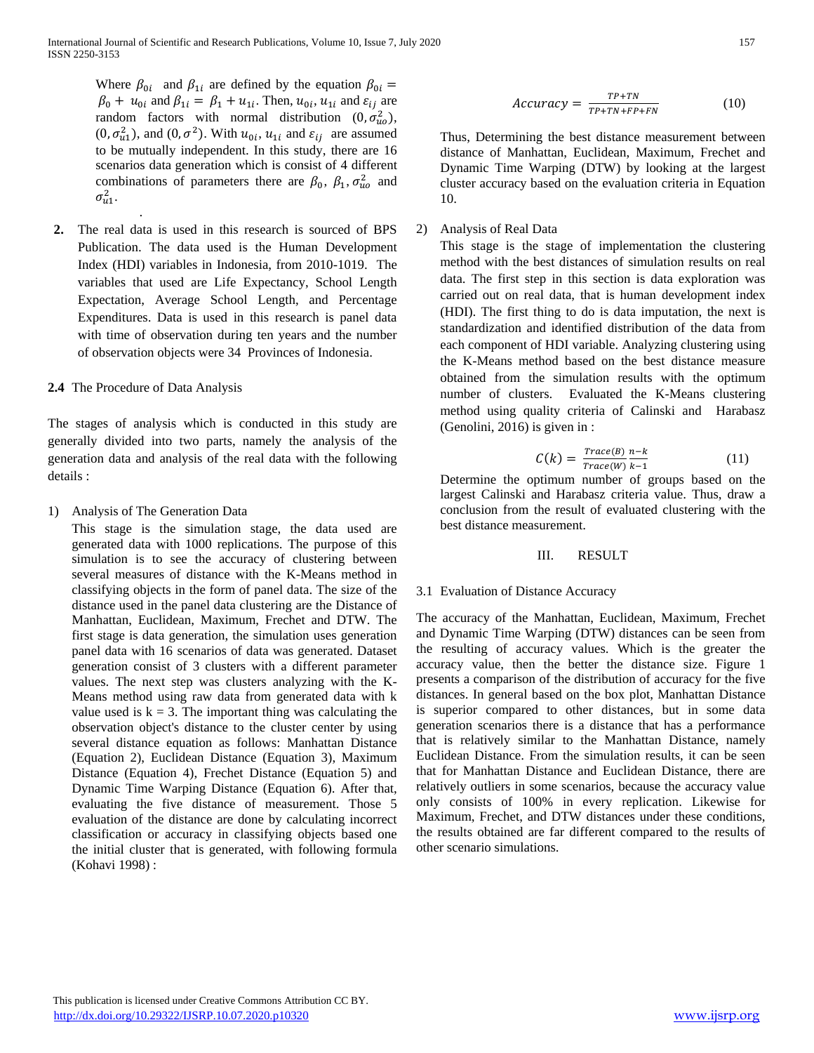Where $\beta_{0i}$ and $\beta_{1i}$ are defined by the equation $\beta_{0i} = \beta_0 + u_{0i}$ and $\beta_{1i} = \beta_1 + u_{1i}$. Then, $u_{0i}$, $u_{1i}$ and $\varepsilon_{ij}$ are random factors with normal distribution $(0, \sigma_{uo}^2)$, $(0, \sigma_{u1}^2)$, and $(0, \sigma^2)$. With $u_{0i}$, $u_{1i}$ and $\varepsilon_{ij}$ are assumed to be mutually independent. In this study, there are 16 scenarios data generation which is consist of 4 different combinations of parameters there are $\beta_0$, $\beta_1$, $\sigma_{uo}^2$ and $\sigma_{u1}^2$.

2. The real data is used in this research is sourced of BPS Publication. The data used is the Human Development Index (HDI) variables in Indonesia, from 2010-1019. The variables that used are Life Expectancy, School Length Expectation, Average School Length, and Percentage Expenditures. Data is used in this research is panel data with time of observation during ten years and the number of observation objects were 34 Provinces of Indonesia.

### 2.4 The Procedure of Data Analysis

The stages of analysis which is conducted in this study are generally divided into two parts, namely the analysis of the generation data and analysis of the real data with the following details :

1) Analysis of The Generation Data

   This stage is the simulation stage, the data used are generated data with 1000 replications. The purpose of this simulation is to see the accuracy of clustering between several measures of distance with the K-Means method in classifying objects in the form of panel data. The size of the distance used in the panel data clustering are the Distance of Manhattan, Euclidean, Maximum, Frechet and DTW. The first stage is data generation, the simulation uses generation panel data with 16 scenarios of data was generated. Dataset generation consist of 3 clusters with a different parameter values. The next step was clusters analyzing with the K-Means method using raw data from generated data with k value used is k = 3. The important thing was calculating the observation object's distance to the cluster center by using several distance equation as follows: Manhattan Distance (Equation 2), Euclidean Distance (Equation 3), Maximum Distance (Equation 4), Frechet Distance (Equation 5) and Dynamic Time Warping Distance (Equation 6). After that, evaluating the five distance of measurement. Those 5 evaluation of the distance are done by calculating incorrect classification or accuracy in classifying objects based one the initial cluster that is generated, with following formula (Kohavi 1998) :

$$Accuracy = \frac{TP+TN}{TP+TN+FP+FN} \tag{10}$$

   Thus, Determining the best distance measurement between distance of Manhattan, Euclidean, Maximum, Frechet and Dynamic Time Warping (DTW) by looking at the largest cluster accuracy based on the evaluation criteria in Equation 10.

2) Analysis of Real Data

   This stage is the stage of implementation the clustering method with the best distances of simulation results on real data. The first step in this section is data exploration was carried out on real data, that is human development index (HDI). The first thing to do is data imputation, the next is standardization and identified distribution of the data from each component of HDI variable. Analyzing clustering using the K-Means method based on the best distance measure obtained from the simulation results with the optimum number of clusters. Evaluated the K-Means clustering method using quality criteria of Calinski and Harabasz (Genolini, 2016) is given in :

$$C(k) = \frac{Trace(B)}{Trace(W)}\frac{n-k}{k-1} \tag{11}$$

   Determine the optimum number of groups based on the largest Calinski and Harabasz criteria value. Thus, draw a conclusion from the result of evaluated clustering with the best distance measurement.

## III. RESULT

### 3.1 Evaluation of Distance Accuracy

The accuracy of the Manhattan, Euclidean, Maximum, Frechet and Dynamic Time Warping (DTW) distances can be seen from the resulting of accuracy values. Which is the greater the accuracy value, then the better the distance size. Figure 1 presents a comparison of the distribution of accuracy for the five distances. In general based on the box plot, Manhattan Distance is superior compared to other distances, but in some data generation scenarios there is a distance that has a performance that is relatively similar to the Manhattan Distance, namely Euclidean Distance. From the simulation results, it can be seen that for Manhattan Distance and Euclidean Distance, there are relatively outliers in some scenarios, because the accuracy value only consists of 100% in every replication. Likewise for Maximum, Frechet, and DTW distances under these conditions, the results obtained are far different compared to the results of other scenario simulations.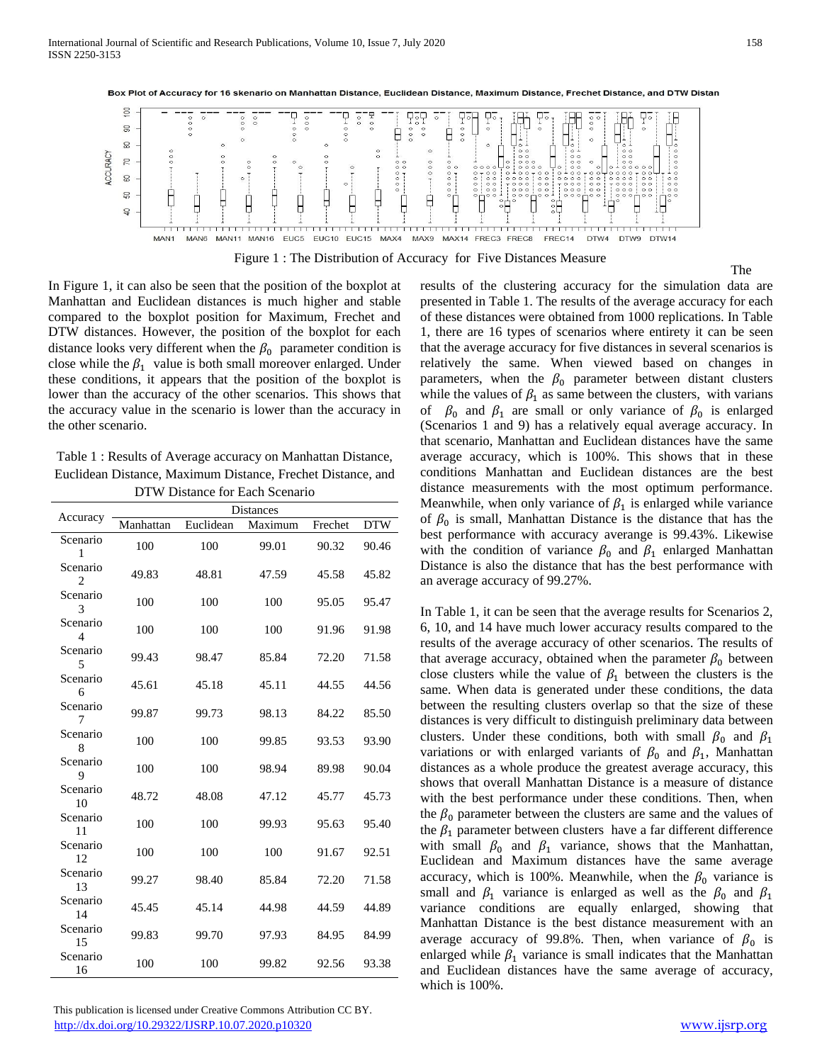Box Plot of Accuracy for 16 skenario on Manhattan Distance, Euclidean Distance, Maximum Distance, Frechet Distance, and DTW Distan

Figure 1 : The Distribution of Accuracy for Five Distances Measure

In Figure 1, it can also be seen that the position of the boxplot at Manhattan and Euclidean distances is much higher and stable compared to the boxplot position for Maximum, Frechet and DTW distances. However, the position of the boxplot for each distance looks very different when the $\beta_0$ parameter condition is close while the $\beta_1$ value is both small moreover enlarged. Under these conditions, it appears that the position of the boxplot is lower than the accuracy of the other scenarios. This shows that the accuracy value in the scenario is lower than the accuracy in the other scenario.

Table 1 : Results of Average accuracy on Manhattan Distance, Euclidean Distance, Maximum Distance, Frechet Distance, and DTW Distance for Each Scenario

| Accuracy | Distances | | | | |
|---|---|---|---|---|---|
| | Manhattan | Euclidean | Maximum | Frechet | DTW |
| Scenario 1 | 100 | 100 | 99.01 | 90.32 | 90.46 |
| Scenario 2 | 49.83 | 48.81 | 47.59 | 45.58 | 45.82 |
| Scenario 3 | 100 | 100 | 100 | 95.05 | 95.47 |
| Scenario 4 | 100 | 100 | 100 | 91.96 | 91.98 |
| Scenario 5 | 99.43 | 98.47 | 85.84 | 72.20 | 71.58 |
| Scenario 6 | 45.61 | 45.18 | 45.11 | 44.55 | 44.56 |
| Scenario 7 | 99.87 | 99.73 | 98.13 | 84.22 | 85.50 |
| Scenario 8 | 100 | 100 | 99.85 | 93.53 | 93.90 |
| Scenario 9 | 100 | 100 | 98.94 | 89.98 | 90.04 |
| Scenario 10 | 48.72 | 48.08 | 47.12 | 45.77 | 45.73 |
| Scenario 11 | 100 | 100 | 99.93 | 95.63 | 95.40 |
| Scenario 12 | 100 | 100 | 100 | 91.67 | 92.51 |
| Scenario 13 | 99.27 | 98.40 | 85.84 | 72.20 | 71.58 |
| Scenario 14 | 45.45 | 45.14 | 44.98 | 44.59 | 44.89 |
| Scenario 15 | 99.83 | 99.70 | 97.93 | 84.95 | 84.99 |
| Scenario 16 | 100 | 100 | 99.82 | 92.56 | 93.38 |

The results of the clustering accuracy for the simulation data are presented in Table 1. The results of the average accuracy for each of these distances were obtained from 1000 replications. In Table 1, there are 16 types of scenarios where entirety it can be seen that the average accuracy for five distances in several scenarios is relatively the same. When viewed based on changes in parameters, when the $\beta_0$ parameter between distant clusters while the values of $\beta_1$ as same between the clusters, with varians of $\beta_0$ and $\beta_1$ are small or only variance of $\beta_0$ is enlarged (Scenarios 1 and 9) has a relatively equal average accuracy. In that scenario, Manhattan and Euclidean distances have the same average accuracy, which is 100%. This shows that in these conditions Manhattan and Euclidean distances are the best distance measurements with the most optimum performance. Meanwhile, when only variance of $\beta_1$ is enlarged while variance of $\beta_0$ is small, Manhattan Distance is the distance that has the best performance with accuracy averange is 99.43%. Likewise with the condition of variance $\beta_0$ and $\beta_1$ enlarged Manhattan Distance is also the distance that has the best performance with an average accuracy of 99.27%.

In Table 1, it can be seen that the average results for Scenarios 2, 6, 10, and 14 have much lower accuracy results compared to the results of the average accuracy of other scenarios. The results of that average accuracy, obtained when the parameter $\beta_0$ between close clusters while the value of $\beta_1$ between the clusters is the same. When data is generated under these conditions, the data between the resulting clusters overlap so that the size of these distances is very difficult to distinguish preliminary data between clusters. Under these conditions, both with small $\beta_0$ and $\beta_1$ variations or with enlarged variants of $\beta_0$ and $\beta_1$, Manhattan distances as a whole produce the greatest average accuracy, this shows that overall Manhattan Distance is a measure of distance with the best performance under these conditions. Then, when the $\beta_0$ parameter between the clusters are same and the values of the $\beta_1$ parameter between clusters have a far different difference with small $\beta_0$ and $\beta_1$ variance, shows that the Manhattan, Euclidean and Maximum distances have the same average accuracy, which is 100%. Meanwhile, when the $\beta_0$ variance is small and $\beta_1$ variance is enlarged as well as the $\beta_0$ and $\beta_1$ variance conditions are equally enlarged, showing that Manhattan Distance is the best distance measurement with an average accuracy of 99.8%. Then, when variance of $\beta_0$ is enlarged while $\beta_1$ variance is small indicates that the Manhattan and Euclidean distances have the same average of accuracy, which is 100%.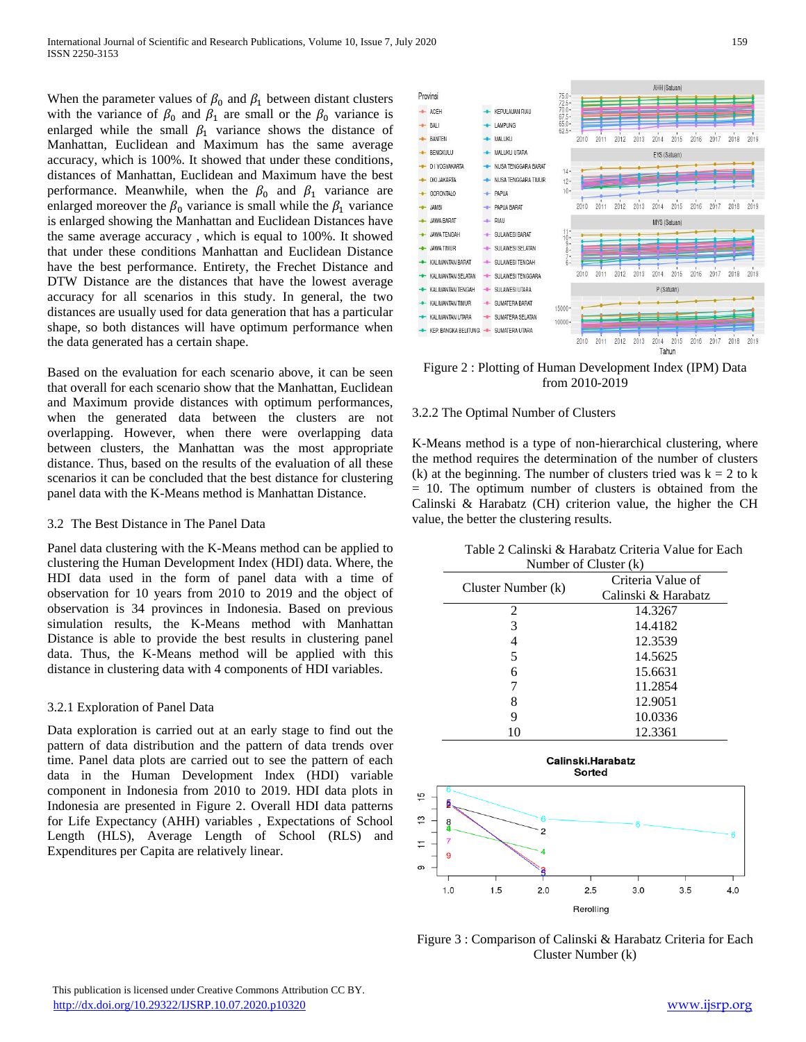When the parameter values of $\beta_0$ and $\beta_1$ between distant clusters with the variance of $\beta_0$ and $\beta_1$ are small or the $\beta_0$ variance is enlarged while the small $\beta_1$ variance shows the distance of Manhattan, Euclidean and Maximum has the same average accuracy, which is 100%. It showed that under these conditions, distances of Manhattan, Euclidean and Maximum have the best performance. Meanwhile, when the $\beta_0$ and $\beta_1$ variance are enlarged moreover the $\beta_0$ variance is small while the $\beta_1$ variance is enlarged showing the Manhattan and Euclidean Distances have the same average accuracy , which is equal to 100%. It showed that under these conditions Manhattan and Euclidean Distance have the best performance. Entirety, the Frechet Distance and DTW Distance are the distances that have the lowest average accuracy for all scenarios in this study. In general, the two distances are usually used for data generation that has a particular shape, so both distances will have optimum performance when the data generated has a certain shape.

Based on the evaluation for each scenario above, it can be seen that overall for each scenario show that the Manhattan, Euclidean and Maximum provide distances with optimum performances, when the generated data between the clusters are not overlapping. However, when there were overlapping data between clusters, the Manhattan was the most appropriate distance. Thus, based on the results of the evaluation of all these scenarios it can be concluded that the best distance for clustering panel data with the K-Means method is Manhattan Distance.

### 3.2 The Best Distance in The Panel Data

Panel data clustering with the K-Means method can be applied to clustering the Human Development Index (HDI) data. Where, the HDI data used in the form of panel data with a time of observation for 10 years from 2010 to 2019 and the object of observation is 34 provinces in Indonesia. Based on previous simulation results, the K-Means method with Manhattan Distance is able to provide the best results in clustering panel data. Thus, the K-Means method will be applied with this distance in clustering data with 4 components of HDI variables.

#### 3.2.1 Exploration of Panel Data

Data exploration is carried out at an early stage to find out the pattern of data distribution and the pattern of data trends over time. Panel data plots are carried out to see the pattern of each data in the Human Development Index (HDI) variable component in Indonesia from 2010 to 2019. HDI data plots in Indonesia are presented in Figure 2. Overall HDI data patterns for Life Expectancy (AHH) variables , Expectations of School Length (HLS), Average Length of School (RLS) and Expenditures per Capita are relatively linear.

Figure 2 : Plotting of Human Development Index (IPM) Data from 2010-2019

#### 3.2.2 The Optimal Number of Clusters

K-Means method is a type of non-hierarchical clustering, where the method requires the determination of the number of clusters (k) at the beginning. The number of clusters tried was k = 2 to k = 10. The optimum number of clusters is obtained from the Calinski & Harabatz (CH) criterion value, the higher the CH value, the better the clustering results.

Table 2 Calinski & Harabatz Criteria Value for Each Number of Cluster (k)

| Cluster Number (k) | Criteria Value of Calinski & Harabatz |
|---|---|
| 2 | 14.3267 |
| 3 | 14.4182 |
| 4 | 12.3539 |
| 5 | 14.5625 |
| 6 | 15.6631 |
| 7 | 11.2854 |
| 8 | 12.9051 |
| 9 | 10.0336 |
| 10 | 12.3361 |

Figure 3 : Comparison of Calinski & Harabatz Criteria for Each Cluster Number (k)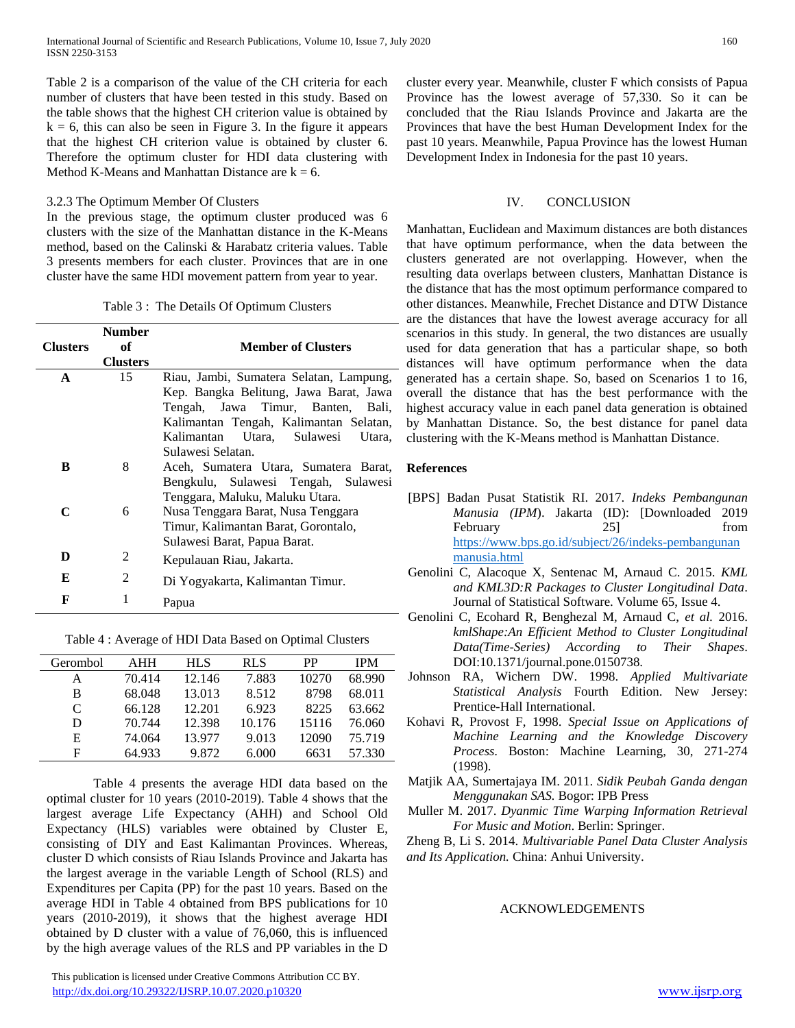Table 2 is a comparison of the value of the CH criteria for each number of clusters that have been tested in this study. Based on the table shows that the highest CH criterion value is obtained by $k = 6$, this can also be seen in Figure 3. In the figure it appears that the highest CH criterion value is obtained by cluster 6. Therefore the optimum cluster for HDI data clustering with Method K-Means and Manhattan Distance are $k = 6$.

### 3.2.3 The Optimum Member Of Clusters

In the previous stage, the optimum cluster produced was 6 clusters with the size of the Manhattan distance in the K-Means method, based on the Calinski & Harabatz criteria values. Table 3 presents members for each cluster. Provinces that are in one cluster have the same HDI movement pattern from year to year.

Table 3 : The Details Of Optimum Clusters

| Clusters | Number of Clusters | Member of Clusters |
|---|---|---|
| A | 15 | Riau, Jambi, Sumatera Selatan, Lampung, Kep. Bangka Belitung, Jawa Barat, Jawa Tengah, Jawa Timur, Banten, Bali, Kalimantan Tengah, Kalimantan Selatan, Kalimantan Utara, Sulawesi Utara, Sulawesi Selatan. |
| B | 8 | Aceh, Sumatera Utara, Sumatera Barat, Bengkulu, Sulawesi Tengah, Sulawesi Tenggara, Maluku, Maluku Utara. |
| C | 6 | Nusa Tenggara Barat, Nusa Tenggara Timur, Kalimantan Barat, Gorontalo, Sulawesi Barat, Papua Barat. |
| D | 2 | Kepulauan Riau, Jakarta. |
| E | 2 | Di Yogyakarta, Kalimantan Timur. |
| F | 1 | Papua |

Table 4 : Average of HDI Data Based on Optimal Clusters

| Gerombol | AHH | HLS | RLS | PP | IPM |
|---|---|---|---|---|---|
| A | 70.414 | 12.146 | 7.883 | 10270 | 68.990 |
| B | 68.048 | 13.013 | 8.512 | 8798 | 68.011 |
| C | 66.128 | 12.201 | 6.923 | 8225 | 63.662 |
| D | 70.744 | 12.398 | 10.176 | 15116 | 76.060 |
| E | 74.064 | 13.977 | 9.013 | 12090 | 75.719 |
| F | 64.933 | 9.872 | 6.000 | 6631 | 57.330 |

Table 4 presents the average HDI data based on the optimal cluster for 10 years (2010-2019). Table 4 shows that the largest average Life Expectancy (AHH) and School Old Expectancy (HLS) variables were obtained by Cluster E, consisting of DIY and East Kalimantan Provinces. Whereas, cluster D which consists of Riau Islands Province and Jakarta has the largest average in the variable Length of School (RLS) and Expenditures per Capita (PP) for the past 10 years. Based on the average HDI in Table 4 obtained from BPS publications for 10 years (2010-2019), it shows that the highest average HDI obtained by D cluster with a value of 76,060, this is influenced by the high average values of the RLS and PP variables in the D cluster every year. Meanwhile, cluster F which consists of Papua Province has the lowest average of 57,330. So it can be concluded that the Riau Islands Province and Jakarta are the Provinces that have the best Human Development Index for the past 10 years. Meanwhile, Papua Province has the lowest Human Development Index in Indonesia for the past 10 years.

## IV. CONCLUSION

Manhattan, Euclidean and Maximum distances are both distances that have optimum performance, when the data between the clusters generated are not overlapping. However, when the resulting data overlaps between clusters, Manhattan Distance is the distance that has the most optimum performance compared to other distances. Meanwhile, Frechet Distance and DTW Distance are the distances that have the lowest average accuracy for all scenarios in this study. In general, the two distances are usually used for data generation that has a particular shape, so both distances will have optimum performance when the data generated has a certain shape. So, based on Scenarios 1 to 16, overall the distance that has the best performance with the highest accuracy value in each panel data generation is obtained by Manhattan Distance. So, the best distance for panel data clustering with the K-Means method is Manhattan Distance.

## References

[BPS] Badan Pusat Statistik RI. 2017. *Indeks Pembangunan Manusia (IPM)*. Jakarta (ID): [Downloaded 2019 February 25] from https://www.bps.go.id/subject/26/indeks-pembangunan manusia.html

Genolini C, Alacoque X, Sentenac M, Arnaud C. 2015. *KML and KML3D:R Packages to Cluster Longitudinal Data*. Journal of Statistical Software. Volume 65, Issue 4.

Genolini C, Ecohard R, Benghezal M, Arnaud C, *et al.* 2016. *kmlShape:An Efficient Method to Cluster Longitudinal Data(Time-Series) According to Their Shapes*. DOI:10.1371/journal.pone.0150738.

Johnson RA, Wichern DW. 1998. *Applied Multivariate Statistical Analysis* Fourth Edition. New Jersey: Prentice-Hall International.

Kohavi R, Provost F, 1998. *Special Issue on Applications of Machine Learning and the Knowledge Discovery Process*. Boston: Machine Learning, 30, 271-274 (1998).

Matjik AA, Sumertajaya IM. 2011. *Sidik Peubah Ganda dengan Menggunakan SAS.* Bogor: IPB Press

Muller M. 2017. *Dyanmic Time Warping Information Retrieval For Music and Motion*. Berlin: Springer.

Zheng B, Li S. 2014. *Multivariable Panel Data Cluster Analysis and Its Application.* China: Anhui University.

## ACKNOWLEDGEMENTS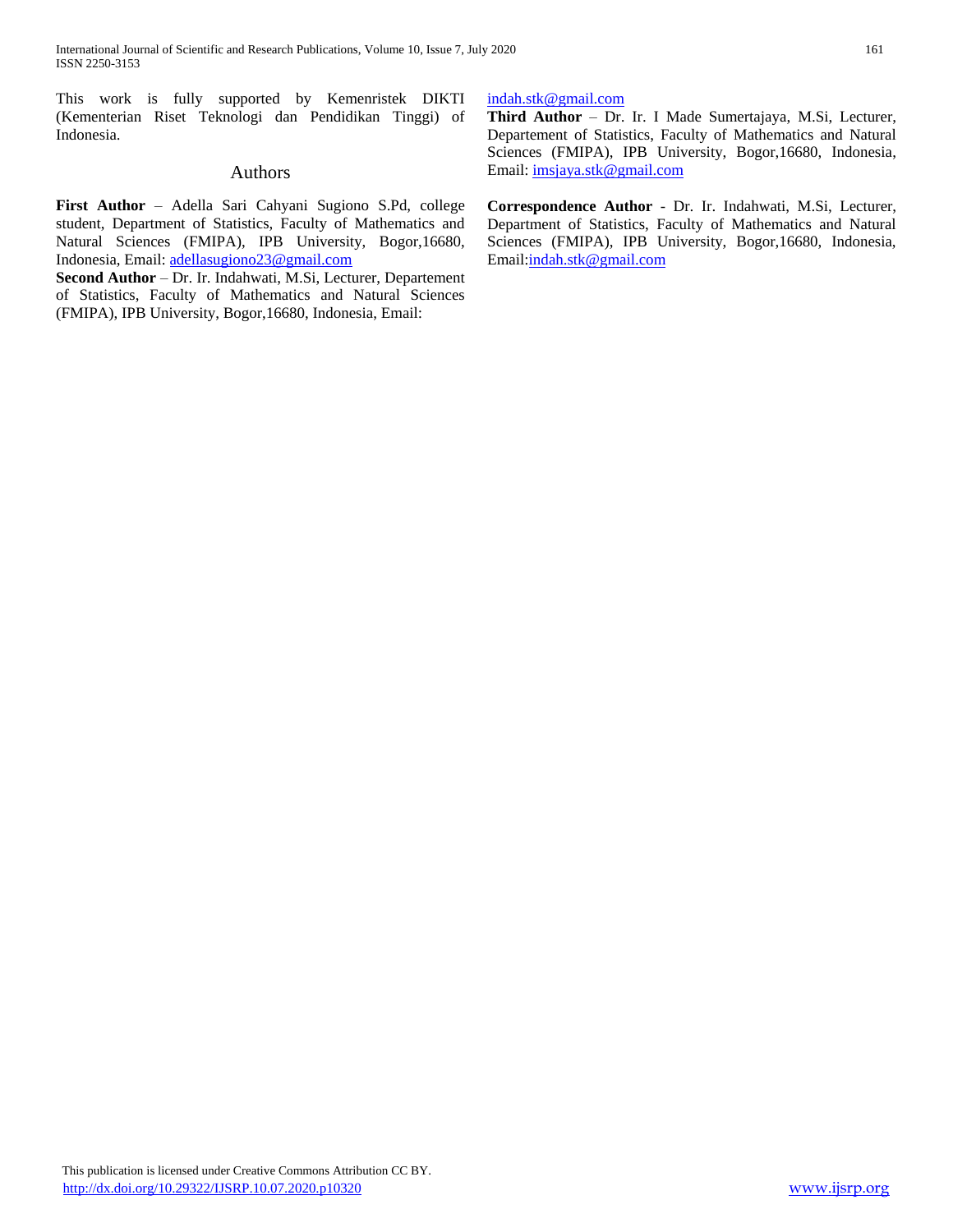This work is fully supported by Kemenristek DIKTI (Kementerian Riset Teknologi dan Pendidikan Tinggi) of Indonesia.

## Authors

**First Author** – Adella Sari Cahyani Sugiono S.Pd, college student, Department of Statistics, Faculty of Mathematics and Natural Sciences (FMIPA), IPB University, Bogor,16680, Indonesia, Email: adellasugiono23@gmail.com

**Second Author** – Dr. Ir. Indahwati, M.Si, Lecturer, Departement of Statistics, Faculty of Mathematics and Natural Sciences (FMIPA), IPB University, Bogor,16680, Indonesia, Email: indah.stk@gmail.com

**Third Author** – Dr. Ir. I Made Sumertajaya, M.Si, Lecturer, Departement of Statistics, Faculty of Mathematics and Natural Sciences (FMIPA), IPB University, Bogor,16680, Indonesia, Email: imsjaya.stk@gmail.com

**Correspondence Author** - Dr. Ir. Indahwati, M.Si, Lecturer, Department of Statistics, Faculty of Mathematics and Natural Sciences (FMIPA), IPB University, Bogor,16680, Indonesia, Email:indah.stk@gmail.com